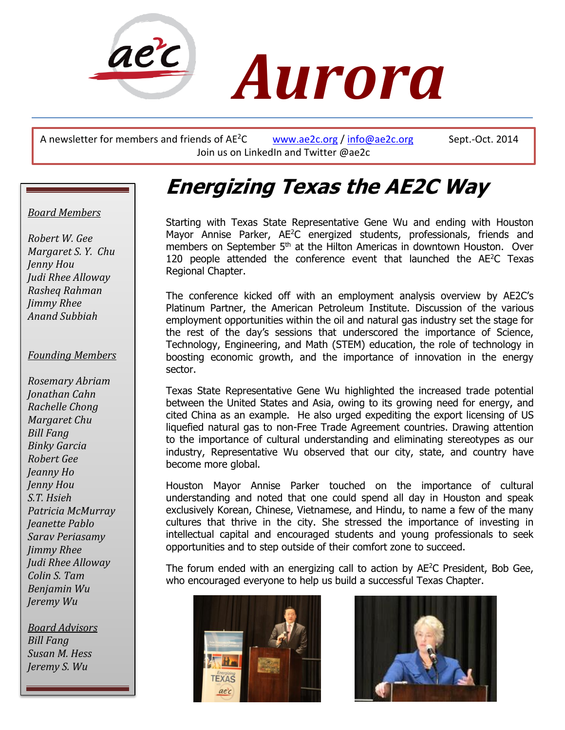# Aurora

A newsletter for members and friends of AE²C www.ae2c.org / info@ae2c.org Sept.-Oct. 2014
Join us on LinkedIn and Twitter @ae2c

*Board Members*

*Robert W. Gee*
*Margaret S. Y. Chu*
*Jenny Hou*
*Judi Rhee Alloway*
*Rasheq Rahman*
*Jimmy Rhee*
*Anand Subbiah*

*Founding Members*

*Rosemary Abriam*
*Jonathan Cahn*
*Rachelle Chong*
*Margaret Chu*
*Bill Fang*
*Binky Garcia*
*Robert Gee*
*Jeanny Ho*
*Jenny Hou*
*S.T. Hsieh*
*Patricia McMurray*
*Jeanette Pablo*
*Sarav Periasamy*
*Jimmy Rhee*
*Judi Rhee Alloway*
*Colin S. Tam*
*Benjamin Wu*
*Jeremy Wu*

*Board Advisors*
*Bill Fang*
*Susan M. Hess*
*Jeremy S. Wu*

## Energizing Texas the AE2C Way

Starting with Texas State Representative Gene Wu and ending with Houston Mayor Annise Parker, AE²C energized students, professionals, friends and members on September 5th at the Hilton Americas in downtown Houston. Over 120 people attended the conference event that launched the AE²C Texas Regional Chapter.

The conference kicked off with an employment analysis overview by AE2C's Platinum Partner, the American Petroleum Institute. Discussion of the various employment opportunities within the oil and natural gas industry set the stage for the rest of the day's sessions that underscored the importance of Science, Technology, Engineering, and Math (STEM) education, the role of technology in boosting economic growth, and the importance of innovation in the energy sector.

Texas State Representative Gene Wu highlighted the increased trade potential between the United States and Asia, owing to its growing need for energy, and cited China as an example. He also urged expediting the export licensing of US liquefied natural gas to non-Free Trade Agreement countries. Drawing attention to the importance of cultural understanding and eliminating stereotypes as our industry, Representative Wu observed that our city, state, and country have become more global.

Houston Mayor Annise Parker touched on the importance of cultural understanding and noted that one could spend all day in Houston and speak exclusively Korean, Chinese, Vietnamese, and Hindu, to name a few of the many cultures that thrive in the city. She stressed the importance of investing in intellectual capital and encouraged students and young professionals to seek opportunities and to step outside of their comfort zone to succeed.

The forum ended with an energizing call to action by AE²C President, Bob Gee, who encouraged everyone to help us build a successful Texas Chapter.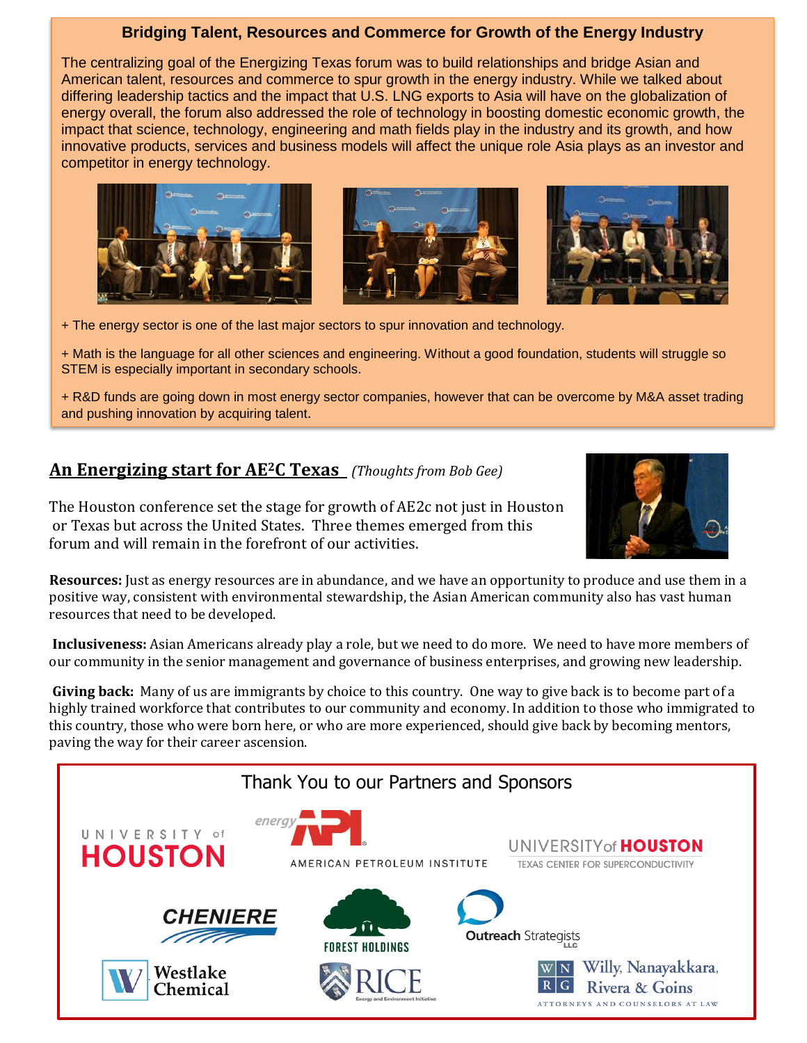## Bridging Talent, Resources and Commerce for Growth of the Energy Industry

The centralizing goal of the Energizing Texas forum was to build relationships and bridge Asian and American talent, resources and commerce to spur growth in the energy industry. While we talked about differing leadership tactics and the impact that U.S. LNG exports to Asia will have on the globalization of energy overall, the forum also addressed the role of technology in boosting domestic economic growth, the impact that science, technology, engineering and math fields play in the industry and its growth, and how innovative products, services and business models will affect the unique role Asia plays as an investor and competitor in energy technology.

+ The energy sector is one of the last major sectors to spur innovation and technology.

+ Math is the language for all other sciences and engineering. Without a good foundation, students will struggle so STEM is especially important in secondary schools.

+ R&D funds are going down in most energy sector companies, however that can be overcome by M&A asset trading and pushing innovation by acquiring talent.

## An Energizing start for AE²C Texas *(Thoughts from Bob Gee)*

The Houston conference set the stage for growth of AE2c not just in Houston or Texas but across the United States. Three themes emerged from this forum and will remain in the forefront of our activities.

**Resources:** Just as energy resources are in abundance, and we have an opportunity to produce and use them in a positive way, consistent with environmental stewardship, the Asian American community also has vast human resources that need to be developed.

**Inclusiveness:** Asian Americans already play a role, but we need to do more. We need to have more members of our community in the senior management and governance of business enterprises, and growing new leadership.

**Giving back:** Many of us are immigrants by choice to this country. One way to give back is to become part of a highly trained workforce that contributes to our community and economy. In addition to those who immigrated to this country, those who were born here, or who are more experienced, should give back by becoming mentors, paving the way for their career ascension.

### Thank You to our Partners and Sponsors

UNIVERSITY of HOUSTON

energy API AMERICAN PETROLEUM INSTITUTE

UNIVERSITY of HOUSTON TEXAS CENTER FOR SUPERCONDUCTIVITY

CHENIERE

FOREST HOLDINGS

Outreach Strategists LLC

Westlake Chemical

RICE Energy and Environment Initiative

Willy, Nanayakkara, Rivera & Goins ATTORNEYS AND COUNSELORS AT LAW